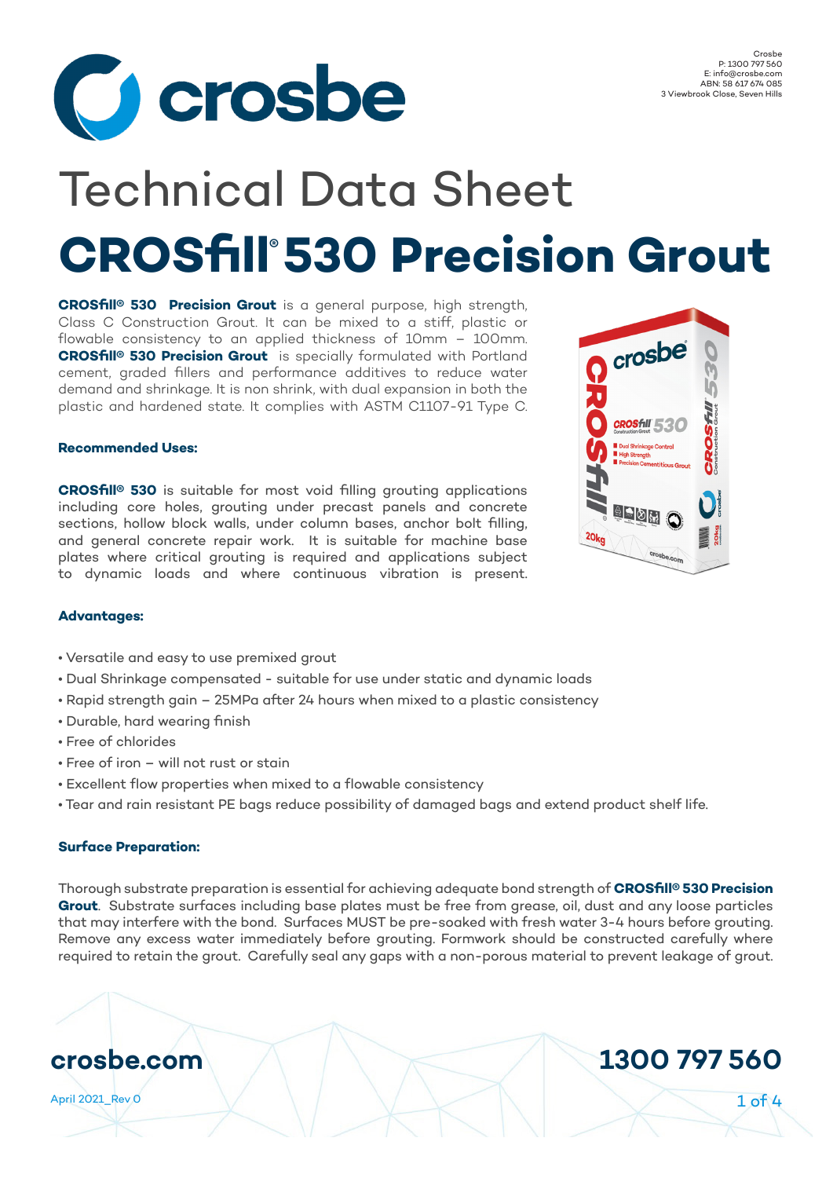Crosbe
P: 1300 797 560
E: info@crosbe.com
ABN: 58 617 674 085
3 Viewbrook Close, Seven Hills

# Technical Data Sheet

# CROSfill® 530 Precision Grout

**CROSfill® 530 Precision Grout** is a general purpose, high strength, Class C Construction Grout. It can be mixed to a stiff, plastic or flowable consistency to an applied thickness of 10mm – 100mm. **CROSfill® 530 Precision Grout** is specially formulated with Portland cement, graded fillers and performance additives to reduce water demand and shrinkage. It is non shrink, with dual expansion in both the plastic and hardened state. It complies with ASTM C1107-91 Type C.

### Recommended Uses:

**CROSfill® 530** is suitable for most void filling grouting applications including core holes, grouting under precast panels and concrete sections, hollow block walls, under column bases, anchor bolt filling, and general concrete repair work. It is suitable for machine base plates where critical grouting is required and applications subject to dynamic loads and where continuous vibration is present.

### Advantages:

- Versatile and easy to use premixed grout
- Dual Shrinkage compensated - suitable for use under static and dynamic loads
- Rapid strength gain – 25MPa after 24 hours when mixed to a plastic consistency
- Durable, hard wearing finish
- Free of chlorides
- Free of iron – will not rust or stain
- Excellent flow properties when mixed to a flowable consistency
- Tear and rain resistant PE bags reduce possibility of damaged bags and extend product shelf life.

### Surface Preparation:

Thorough substrate preparation is essential for achieving adequate bond strength of **CROSfill® 530 Precision Grout**. Substrate surfaces including base plates must be free from grease, oil, dust and any loose particles that may interfere with the bond. Surfaces MUST be pre-soaked with fresh water 3-4 hours before grouting. Remove any excess water immediately before grouting. Formwork should be constructed carefully where required to retain the grout. Carefully seal any gaps with a non-porous material to prevent leakage of grout.

crosbe.com

1300 797 560

April 2021_Rev 0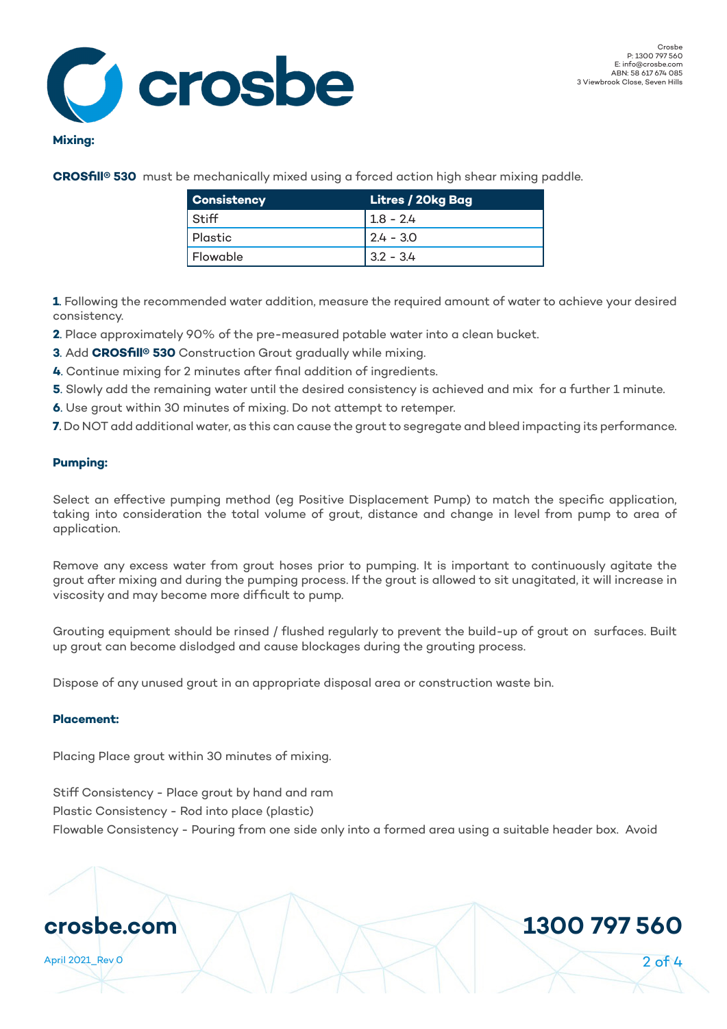**Mixing:**

**CROSfill® 530** must be mechanically mixed using a forced action high shear mixing paddle.

| Consistency | Litres / 20kg Bag |
|---|---|
| Stiff | 1.8 - 2.4 |
| Plastic | 2.4 - 3.0 |
| Flowable | 3.2 - 3.4 |

**1**. Following the recommended water addition, measure the required amount of water to achieve your desired consistency.

**2**. Place approximately 90% of the pre-measured potable water into a clean bucket.

**3**. Add **CROSfill® 530** Construction Grout gradually while mixing.

**4**. Continue mixing for 2 minutes after final addition of ingredients.

**5**. Slowly add the remaining water until the desired consistency is achieved and mix for a further 1 minute.

**6**. Use grout within 30 minutes of mixing. Do not attempt to retemper.

**7**. Do NOT add additional water, as this can cause the grout to segregate and bleed impacting its performance.

**Pumping:**

Select an effective pumping method (eg Positive Displacement Pump) to match the specific application, taking into consideration the total volume of grout, distance and change in level from pump to area of application.

Remove any excess water from grout hoses prior to pumping. It is important to continuously agitate the grout after mixing and during the pumping process. If the grout is allowed to sit unagitated, it will increase in viscosity and may become more difficult to pump.

Grouting equipment should be rinsed / flushed regularly to prevent the build-up of grout on surfaces. Built up grout can become dislodged and cause blockages during the grouting process.

Dispose of any unused grout in an appropriate disposal area or construction waste bin.

**Placement:**

Placing Place grout within 30 minutes of mixing.

Stiff Consistency - Place grout by hand and ram

Plastic Consistency - Rod into place (plastic)

Flowable Consistency - Pouring from one side only into a formed area using a suitable header box. Avoid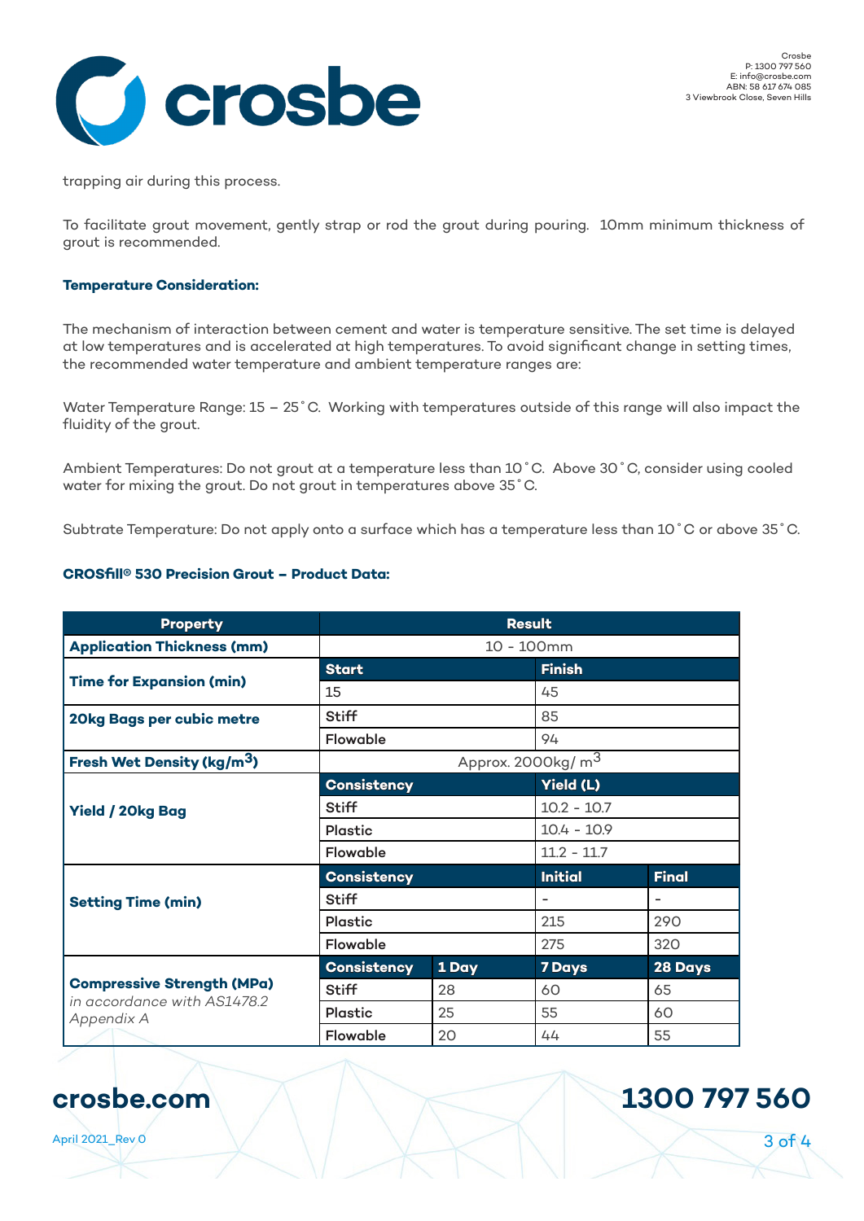trapping air during this process.

To facilitate grout movement, gently strap or rod the grout during pouring. 10mm minimum thickness of grout is recommended.

**Temperature Consideration:**

The mechanism of interaction between cement and water is temperature sensitive. The set time is delayed at low temperatures and is accelerated at high temperatures. To avoid significant change in setting times, the recommended water temperature and ambient temperature ranges are:

Water Temperature Range: 15 – 25˚C. Working with temperatures outside of this range will also impact the fluidity of the grout.

Ambient Temperatures: Do not grout at a temperature less than 10˚C. Above 30˚C, consider using cooled water for mixing the grout. Do not grout in temperatures above 35˚C.

Subtrate Temperature: Do not apply onto a surface which has a temperature less than 10˚C or above 35˚C.

**CROSfill® 530 Precision Grout – Product Data:**

| Property | Result | | | |
|---|---|---|---|---|
| **Application Thickness (mm)** | 10 - 100mm | | | |
| **Time for Expansion (min)** | **Start** | | **Finish** | |
| | 15 | | 45 | |
| **20kg Bags per cubic metre** | Stiff | | 85 | |
| | Flowable | | 94 | |
| **Fresh Wet Density (kg/m$^3$)** | Approx. 2000kg/ m$^3$ | | | |
| **Yield / 20kg Bag** | **Consistency** | | **Yield (L)** | |
| | Stiff | | 10.2 - 10.7 | |
| | Plastic | | 10.4 - 10.9 | |
| | Flowable | | 11.2 - 11.7 | |
| **Setting Time (min)** | **Consistency** | | **Initial** | **Final** |
| | Stiff | | - | - |
| | Plastic | | 215 | 290 |
| | Flowable | | 275 | 320 |
| **Compressive Strength (MPa)** *in accordance with AS1478.2 Appendix A* | **Consistency** | **1 Day** | **7 Days** | **28 Days** |
| | Stiff | 28 | 60 | 65 |
| | Plastic | 25 | 55 | 60 |
| | Flowable | 20 | 44 | 55 |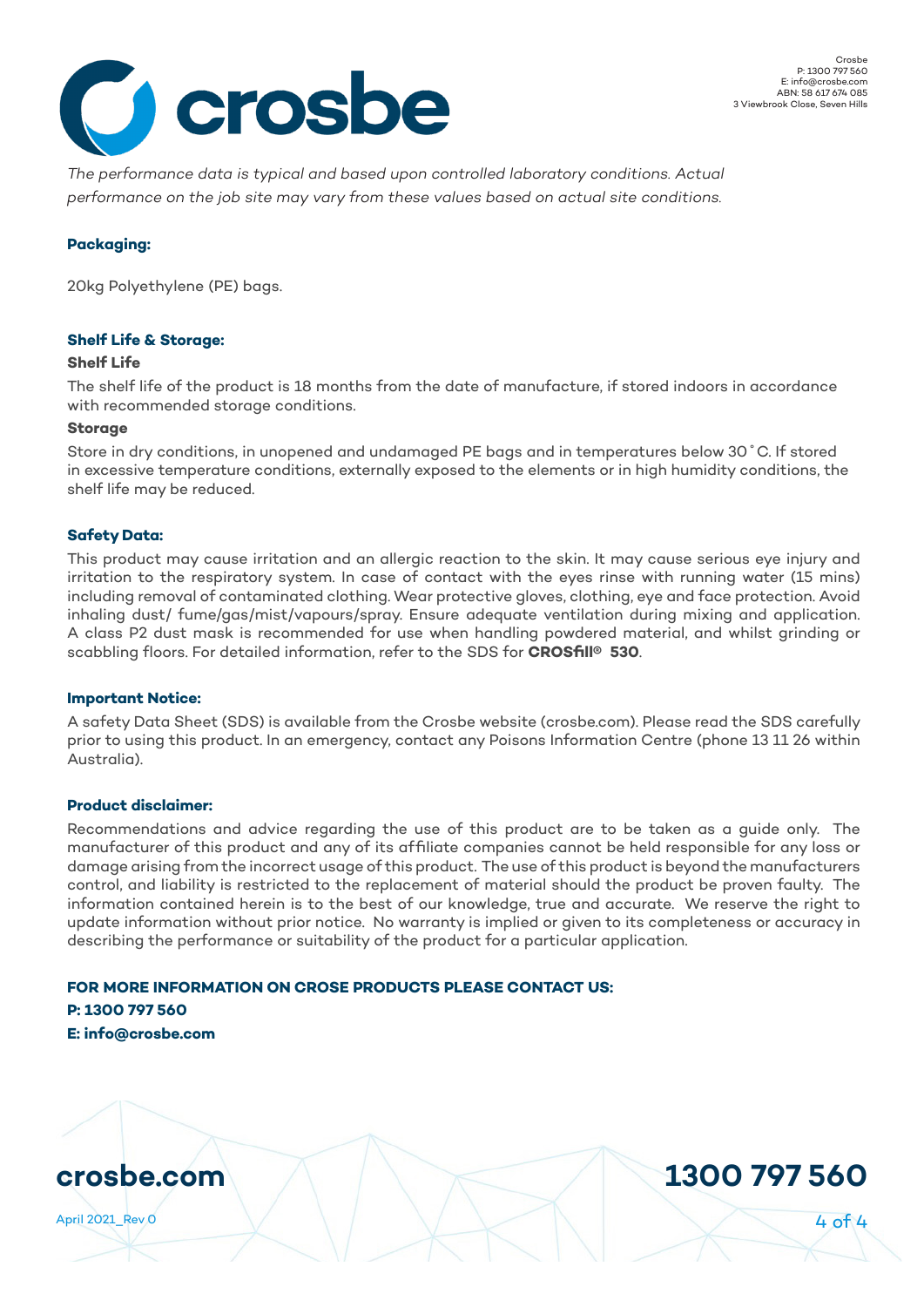*The performance data is typical and based upon controlled laboratory conditions. Actual performance on the job site may vary from these values based on actual site conditions.*

**Packaging:**

20kg Polyethylene (PE) bags.

**Shelf Life & Storage:**

**Shelf Life**

The shelf life of the product is 18 months from the date of manufacture, if stored indoors in accordance with recommended storage conditions.

**Storage**

Store in dry conditions, in unopened and undamaged PE bags and in temperatures below 30˚C. If stored in excessive temperature conditions, externally exposed to the elements or in high humidity conditions, the shelf life may be reduced.

**Safety Data:**

This product may cause irritation and an allergic reaction to the skin. It may cause serious eye injury and irritation to the respiratory system. In case of contact with the eyes rinse with running water (15 mins) including removal of contaminated clothing. Wear protective gloves, clothing, eye and face protection. Avoid inhaling dust/ fume/gas/mist/vapours/spray. Ensure adequate ventilation during mixing and application. A class P2 dust mask is recommended for use when handling powdered material, and whilst grinding or scabbling floors. For detailed information, refer to the SDS for **CROSfill® 530**.

**Important Notice:**

A safety Data Sheet (SDS) is available from the Crosbe website (crosbe.com). Please read the SDS carefully prior to using this product. In an emergency, contact any Poisons Information Centre (phone 13 11 26 within Australia).

**Product disclaimer:**

Recommendations and advice regarding the use of this product are to be taken as a guide only. The manufacturer of this product and any of its affiliate companies cannot be held responsible for any loss or damage arising from the incorrect usage of this product. The use of this product is beyond the manufacturers control, and liability is restricted to the replacement of material should the product be proven faulty. The information contained herein is to the best of our knowledge, true and accurate. We reserve the right to update information without prior notice. No warranty is implied or given to its completeness or accuracy in describing the performance or suitability of the product for a particular application.

**FOR MORE INFORMATION ON CROSE PRODUCTS PLEASE CONTACT US:**

**P: 1300 797 560**

**E: info@crosbe.com**